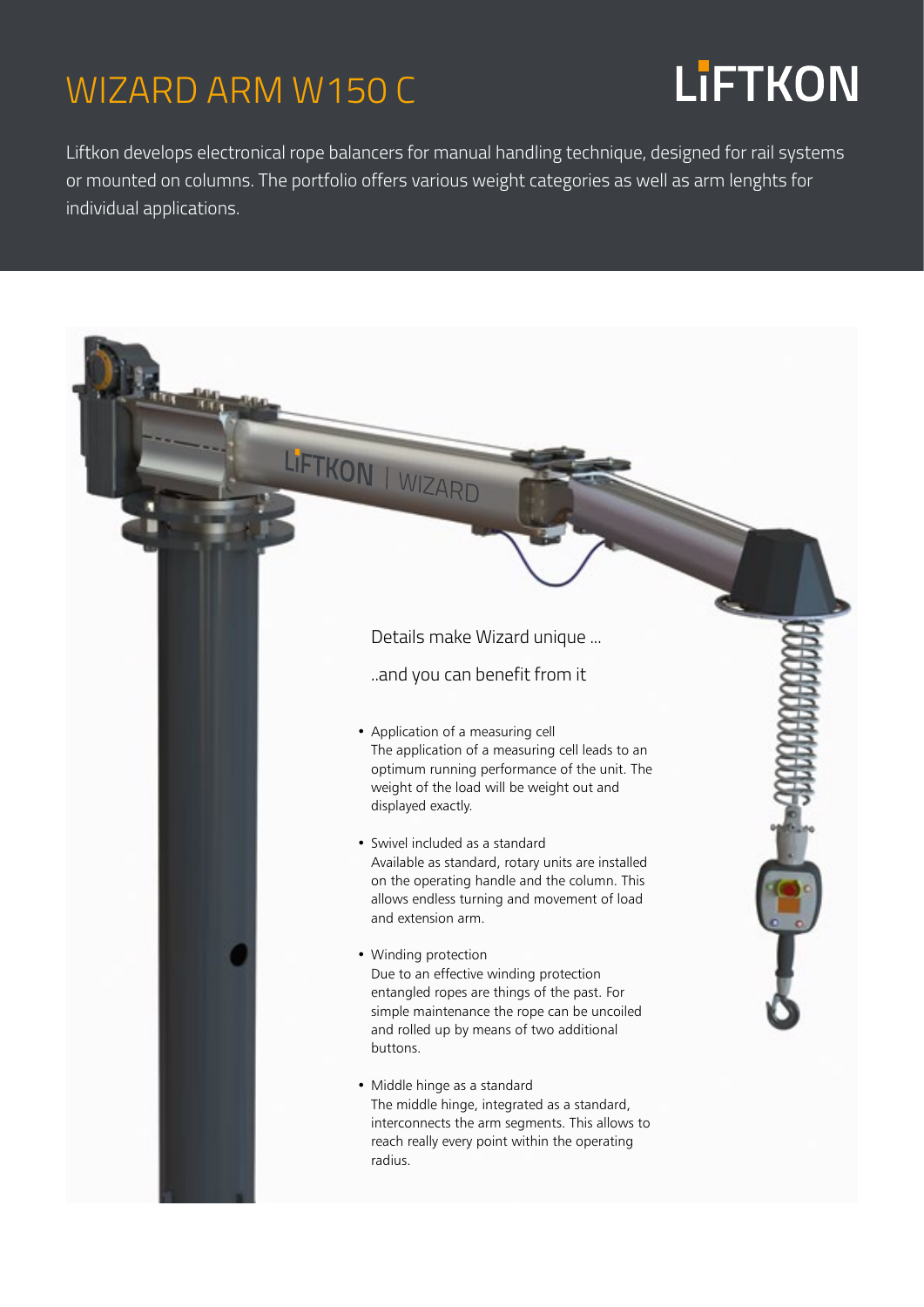# WIZARD ARM W150 C

LIFTKON

Liftkon develops electronical rope balancers for manual handling technique, designed for rail systems or mounted on columns. The portfolio offers various weight categories as well as arm lenghts for individual applications.

Details make Wizard unique ...

..and you can benefit from it

- Application of a measuring cell
  The application of a measuring cell leads to an optimum running performance of the unit. The weight of the load will be weight out and displayed exactly.

- Swivel included as a standard
  Available as standard, rotary units are installed on the operating handle and the column. This allows endless turning and movement of load and extension arm.

- Winding protection
  Due to an effective winding protection entangled ropes are things of the past. For simple maintenance the rope can be uncoiled and rolled up by means of two additional buttons.

- Middle hinge as a standard
  The middle hinge, integrated as a standard, interconnects the arm segments. This allows to reach really every point within the operating radius.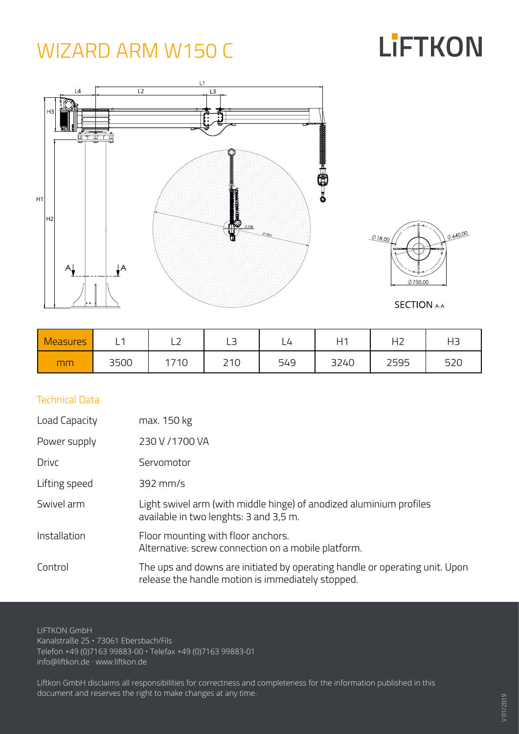# WIZARD ARM W150 C

LIFTKON

L1
L4
L2
L3
H3
H1
H2
A
A
Ø728
Ø7061
Ø18,00
Ø640,00
Ø750,00
SECTION A-A

| Measures | L1 | L2 | L3 | L4 | H1 | H2 | H3 |
|---|---|---|---|---|---|---|---|
| mm | 3500 | 1710 | 210 | 549 | 3240 | 2595 | 520 |

## Technical Data

| | |
|---|---|
| Load Capacity | max. 150 kg |
| Power supply | 230 V /1700 VA |
| Drivc | Servomotor |
| Lifting speed | 392 mm/s |
| Swivel arm | Light swivel arm (with middle hinge) of anodized aluminium profiles available in two lenghts: 3 and 3,5 m. |
| Installation | Floor mounting with floor anchors. Alternative: screw connection on a mobile platform. |
| Control | The ups and downs are initiated by operating handle or operating unit. Upon release the handle motion is immediately stopped. |

LIFTKON GmbH
Kanalstraße 25 • 73061 Ebersbach/Fils
Telefon +49 (0)7163 99883-00 • Telefax +49 (0)7163 99883-01
info@liftkon.de · www.liftkon.de

Liftkon GmbH disclaims all responsibilities for correctness and completeness for the information published in this document and reserves the right to make changes at any time.

V 01/2019